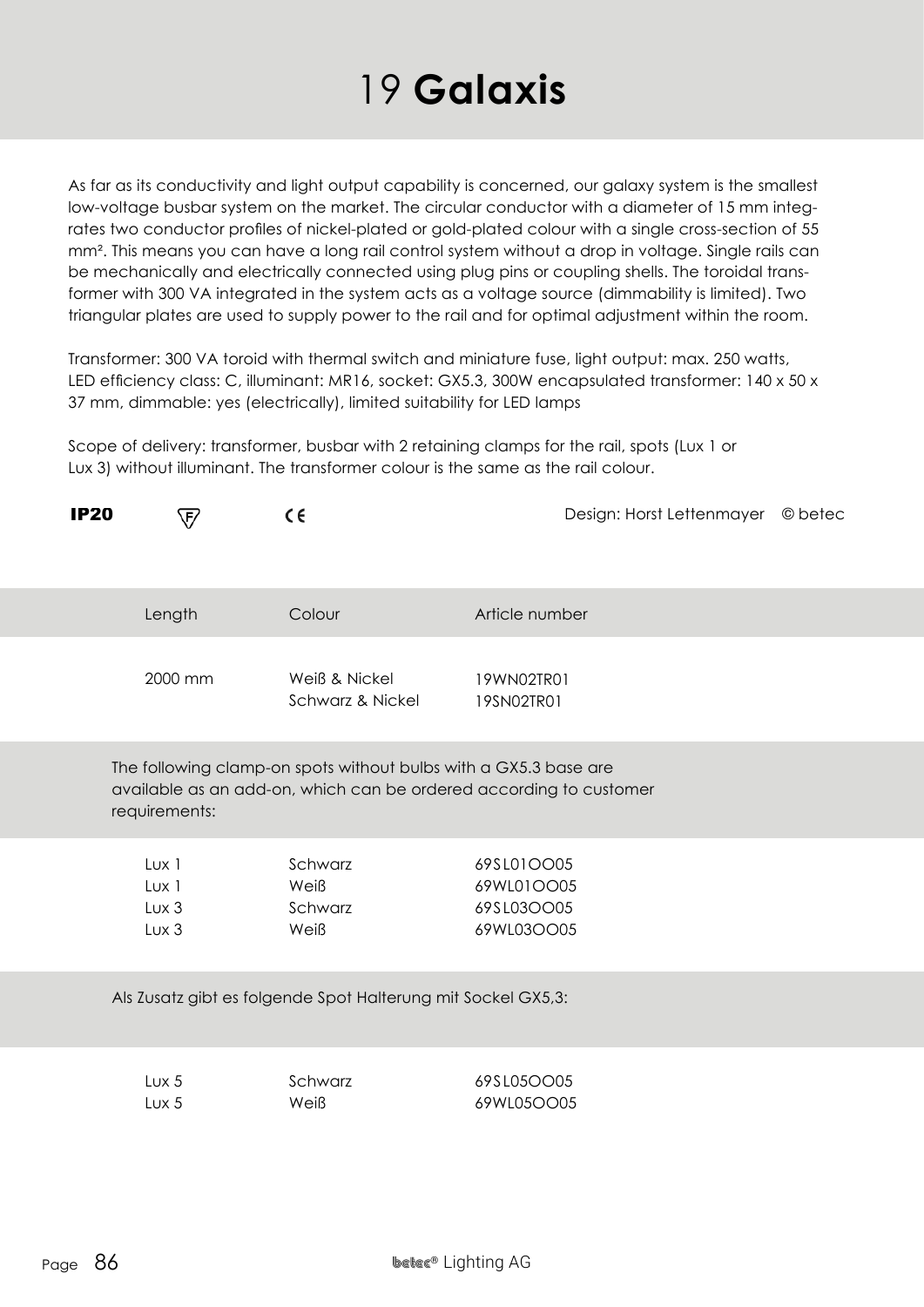# 19 **Galaxis**

As far as its conductivity and light output capability is concerned, our galaxy system is the smallest low-voltage busbar system on the market. The circular conductor with a diameter of 15 mm integrates two conductor profiles of nickel-plated or gold-plated colour with a single cross-section of 55 mm². This means you can have a long rail control system without a drop in voltage. Single rails can be mechanically and electrically connected using plug pins or coupling shells. The toroidal transformer with 300 VA integrated in the system acts as a voltage source (dimmability is limited). Two triangular plates are used to supply power to the rail and for optimal adjustment within the room.

Transformer: 300 VA toroid with thermal switch and miniature fuse, light output: max. 250 watts, LED efficiency class: C, illuminant: MR16, socket: GX5.3, 300W encapsulated transformer: 140 x 50 x 37 mm, dimmable: yes (electrically), limited suitability for LED lamps

Scope of delivery: transformer, busbar with 2 retaining clamps for the rail, spots (Lux 1 or Lux 3) without illuminant. The transformer colour is the same as the rail colour.

**IP20** F CE Design: Horst Lettenmayer © betec

| Length | Colour | Article number |
|---|---|---|
| 2000 mm | Weiß & Nickel | 19WN02TR01 |
| | Schwarz & Nickel | 19SN02TR01 |

The following clamp-on spots without bulbs with a GX5.3 base are available as an add-on, which can be ordered according to customer requirements:

| | | |
|---|---|---|
| Lux 1 | Schwarz | 69SL01OO05 |
| Lux 1 | Weiß | 69WL01OO05 |
| Lux 3 | Schwarz | 69SL03OO05 |
| Lux 3 | Weiß | 69WL03OO05 |

Als Zusatz gibt es folgende Spot Halterung mit Sockel GX5,3:

| | | |
|---|---|---|
| Lux 5 | Schwarz | 69SL05OO05 |
| Lux 5 | Weiß | 69WL05OO05 |

betec® Lighting AG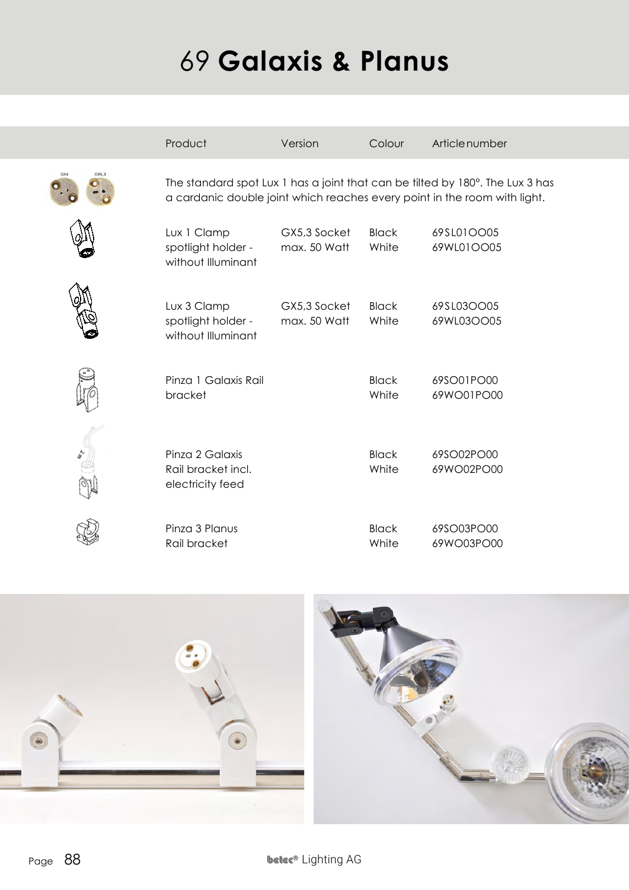# 69 **Galaxis & Planus**

| Product | Version | Colour | Article number |
|---|---|---|---|
| The standard spot Lux 1 has a joint that can be tilted by 180°. The Lux 3 has a cardanic double joint which reaches every point in the room with light. | | | |
| Lux 1 Clamp spotlight holder - without Illuminant | GX5,3 Socket max. 50 Watt | Black<br>White | 69SL01OO05<br>69WL01OO05 |
| Lux 3 Clamp spotlight holder - without Illuminant | GX5,3 Socket max. 50 Watt | Black<br>White | 69SL03OO05<br>69WL03OO05 |
| Pinza 1 Galaxis Rail bracket | | Black<br>White | 69SO01PO00<br>69WO01PO00 |
| Pinza 2 Galaxis Rail bracket incl. electricity feed | | Black<br>White | 69SO02PO00<br>69WO02PO00 |
| Pinza 3 Planus Rail bracket | | Black<br>White | 69SO03PO00<br>69WO03PO00 |

betec® Lighting AG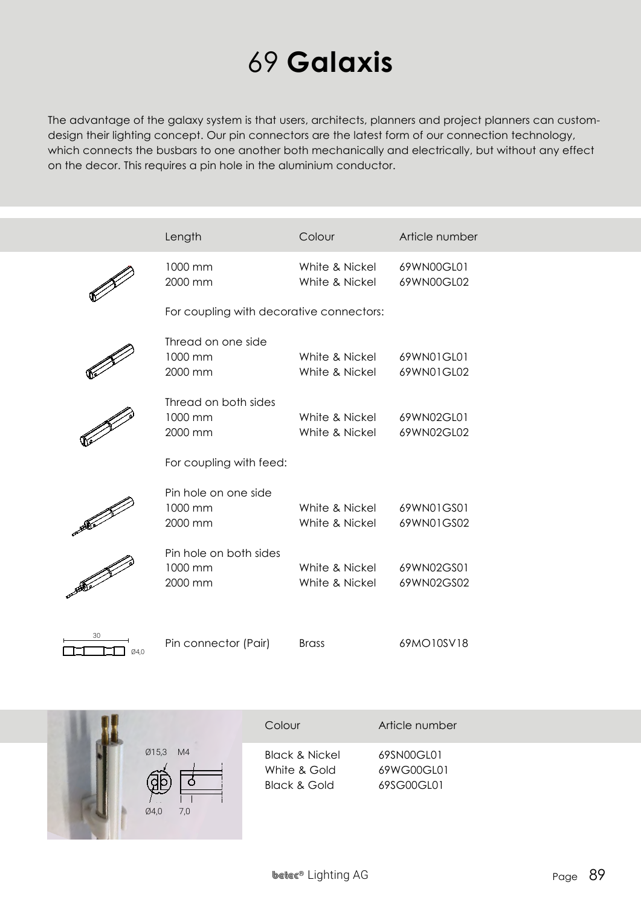# 69 **Galaxis**

The advantage of the galaxy system is that users, architects, planners and project planners can custom-design their lighting concept. Our pin connectors are the latest form of our connection technology, which connects the busbars to one another both mechanically and electrically, but without any effect on the decor. This requires a pin hole in the aluminium conductor.

| Length | Colour | Article number |
|---|---|---|
| 1000 mm | White & Nickel | 69WN00GL01 |
| 2000 mm | White & Nickel | 69WN00GL02 |
| For coupling with decorative connectors: | | |
| Thread on one side | | |
| 1000 mm | White & Nickel | 69WN01GL01 |
| 2000 mm | White & Nickel | 69WN01GL02 |
| Thread on both sides | | |
| 1000 mm | White & Nickel | 69WN02GL01 |
| 2000 mm | White & Nickel | 69WN02GL02 |
| For coupling with feed: | | |
| Pin hole on one side | | |
| 1000 mm | White & Nickel | 69WN01GS01 |
| 2000 mm | White & Nickel | 69WN01GS02 |
| Pin hole on both sides | | |
| 1000 mm | White & Nickel | 69WN02GS01 |
| 2000 mm | White & Nickel | 69WN02GS02 |
| Pin connector (Pair) | Brass | 69MO10SV18 |

30
Ø4,0

Ø15,3 M4
Ø4,0 7,0

| Colour | Article number |
|---|---|
| Black & Nickel | 69SN00GL01 |
| White & Gold | 69WG00GL01 |
| Black & Gold | 69SG00GL01 |

betec® Lighting AG